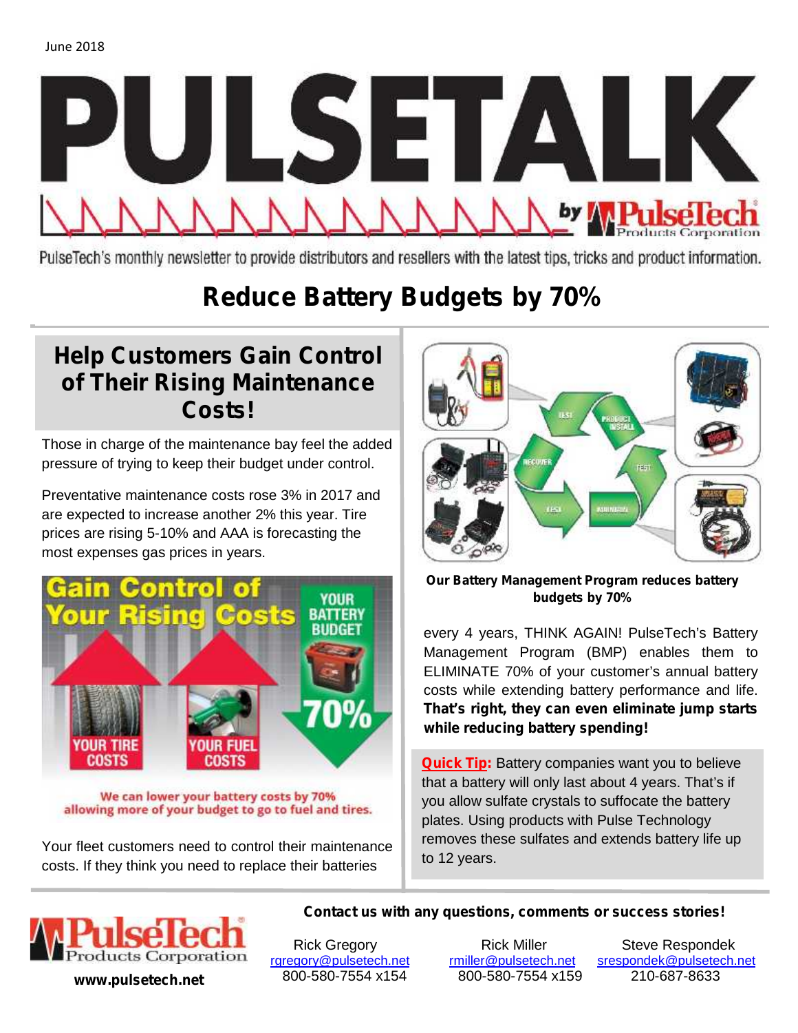June 2018

# PULSETALK

by PulseTech Products Corporation

PulseTech's monthly newsletter to provide distributors and resellers with the latest tips, tricks and product information.

# Reduce Battery Budgets by 70%

## Help Customers Gain Control of Their Rising Maintenance Costs!

Those in charge of the maintenance bay feel the added pressure of trying to keep their budget under control.

Preventative maintenance costs rose 3% in 2017 and are expected to increase another 2% this year. Tire prices are rising 5-10% and AAA is forecasting the most expenses gas prices in years.

Gain Control of Your Rising Costs

YOUR TIRE COSTS — YOUR FUEL COSTS — YOUR BATTERY BUDGET 70%

We can lower your battery costs by 70% allowing more of your budget to go to fuel and tires.

Your fleet customers need to control their maintenance costs. If they think you need to replace their batteries every 4 years, THINK AGAIN! PulseTech's Battery Management Program (BMP) enables them to ELIMINATE 70% of your customer's annual battery costs while extending battery performance and life. **That's right, they can even eliminate jump starts while reducing battery spending!**

**Our Battery Management Program reduces battery budgets by 70%**

**Quick Tip:** Battery companies want you to believe that a battery will only last about 4 years. That's if you allow sulfate crystals to suffocate the battery plates. Using products with Pulse Technology removes these sulfates and extends battery life up to 12 years.

**Contact us with any questions, comments or success stories!**

PulseTech Products Corporation
**www.pulsetech.net**

| Rick Gregory | Rick Miller | Steve Respondek |
|---|---|---|
| rgregory@pulsetech.net | rmiller@pulsetech.net | srespondek@pulsetech.net |
| 800-580-7554 x154 | 800-580-7554 x159 | 210-687-8633 |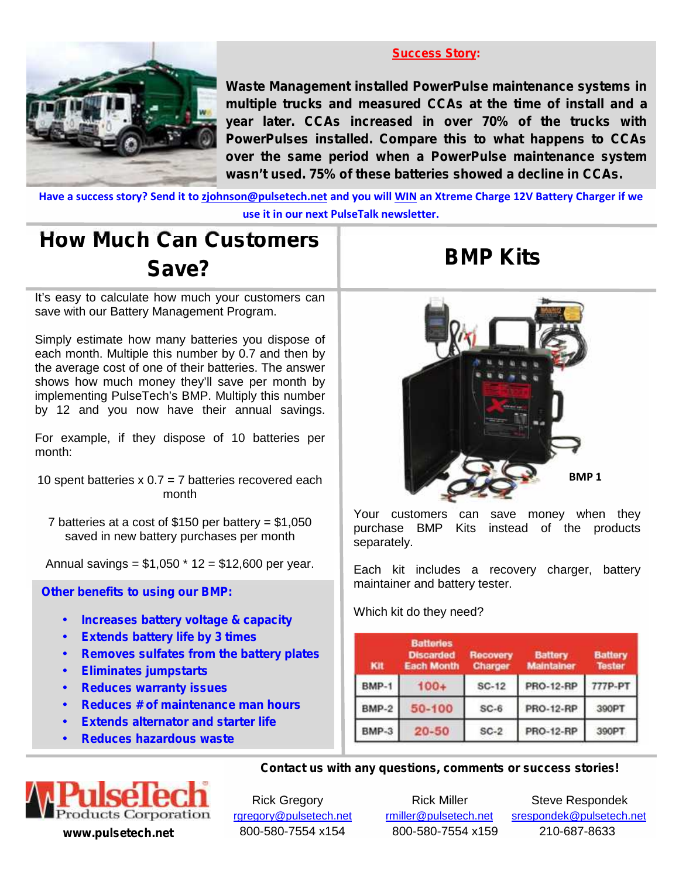**Success Story:**

**Waste Management installed PowerPulse maintenance systems in multiple trucks and measured CCAs at the time of install and a year later. CCAs increased in over 70% of the trucks with PowerPulses installed. Compare this to what happens to CCAs over the same period when a PowerPulse maintenance system wasn't used. 75% of these batteries showed a decline in CCAs.**

**Have a success story? Send it to zjohnson@pulsetech.net and you will WIN an Xtreme Charge 12V Battery Charger if we use it in our next PulseTalk newsletter.**

## How Much Can Customers Save?

It's easy to calculate how much your customers can save with our Battery Management Program.

Simply estimate how many batteries you dispose of each month. Multiple this number by 0.7 and then by the average cost of one of their batteries. The answer shows how much money they'll save per month by implementing PulseTech's BMP. Multiply this number by 12 and you now have their annual savings.

For example, if they dispose of 10 batteries per month:

10 spent batteries x 0.7 = 7 batteries recovered each month

7 batteries at a cost of $150 per battery = $1,050 saved in new battery purchases per month

Annual savings = $1,050 * 12 = $12,600 per year.

**Other benefits to using our BMP:**

- **Increases battery voltage & capacity**
- **Extends battery life by 3 times**
- **Removes sulfates from the battery plates**
- **Eliminates jumpstarts**
- **Reduces warranty issues**
- **Reduces # of maintenance man hours**
- **Extends alternator and starter life**
- **Reduces hazardous waste**

## BMP Kits

**BMP 1**

Your customers can save money when they purchase BMP Kits instead of the products separately.

Each kit includes a recovery charger, battery maintainer and battery tester.

Which kit do they need?

| Kit | Batteries Discarded Each Month | Recovery Charger | Battery Maintainer | Battery Tester |
|---|---|---|---|---|
| BMP-1 | 100+ | SC-12 | PRO-12-RP | 777P-PT |
| BMP-2 | 50-100 | SC-6 | PRO-12-RP | 390PT |
| BMP-3 | 20-50 | SC-2 | PRO-12-RP | 390PT |

**Contact us with any questions, comments or success stories!**

PulseTech Products Corporation

**www.pulsetech.net**

| Rick Gregory | Rick Miller | Steve Respondek |
|---|---|---|
| rgregory@pulsetech.net | rmiller@pulsetech.net | srespondek@pulsetech.net |
| 800-580-7554 x154 | 800-580-7554 x159 | 210-687-8633 |